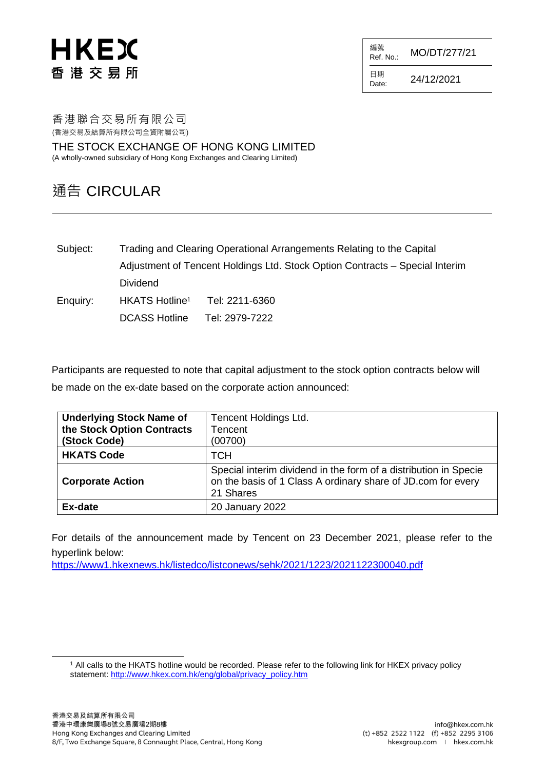# HKEX
香 港 交 易 所

| 編號 Ref. No.: | MO/DT/277/21 |
| --- | --- |
| 日期 Date: | 24/12/2021 |

香港聯合交易所有限公司
(香港交易及結算所有限公司全資附屬公司)

THE STOCK EXCHANGE OF HONG KONG LIMITED
(A wholly-owned subsidiary of Hong Kong Exchanges and Clearing Limited)

## 通告 CIRCULAR

Subject: Trading and Clearing Operational Arrangements Relating to the Capital Adjustment of Tencent Holdings Ltd. Stock Option Contracts – Special Interim Dividend

Enquiry: HKATS Hotline[1] Tel: 2211-6360
DCASS Hotline Tel: 2979-7222

Participants are requested to note that capital adjustment to the stock option contracts below will be made on the ex-date based on the corporate action announced:

| **Underlying Stock Name of the Stock Option Contracts (Stock Code)** | Tencent Holdings Ltd. Tencent (00700) |
| --- | --- |
| **HKATS Code** | TCH |
| **Corporate Action** | Special interim dividend in the form of a distribution in Specie on the basis of 1 Class A ordinary share of JD.com for every 21 Shares |
| **Ex-date** | 20 January 2022 |

For details of the announcement made by Tencent on 23 December 2021, please refer to the hyperlink below:
https://www1.hkexnews.hk/listedco/listconews/sehk/2021/1223/2021122300040.pdf

[1] All calls to the HKATS hotline would be recorded. Please refer to the following link for HKEX privacy policy statement: http://www.hkex.com.hk/eng/global/privacy_policy.htm

香港交易及結算所有限公司
香港中環康樂廣場8號交易廣場2期8樓
Hong Kong Exchanges and Clearing Limited
8/F, Two Exchange Square, 8 Connaught Place, Central, Hong Kong

info@hkex.com.hk
(t) +852 2522 1122 (f) +852 2295 3106
hkexgroup.com | hkex.com.hk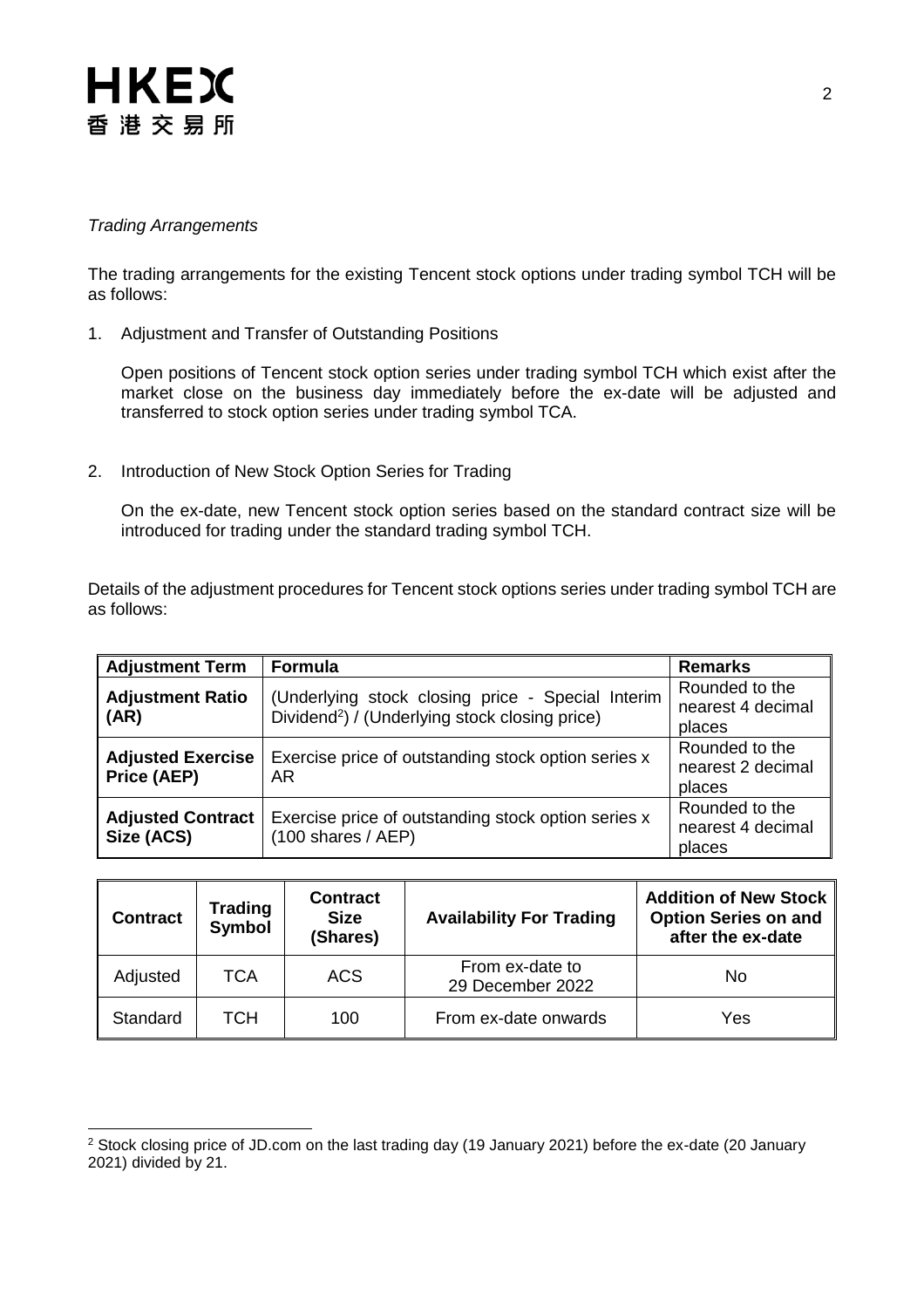*Trading Arrangements*

The trading arrangements for the existing Tencent stock options under trading symbol TCH will be as follows:

1. Adjustment and Transfer of Outstanding Positions

   Open positions of Tencent stock option series under trading symbol TCH which exist after the market close on the business day immediately before the ex-date will be adjusted and transferred to stock option series under trading symbol TCA.

2. Introduction of New Stock Option Series for Trading

   On the ex-date, new Tencent stock option series based on the standard contract size will be introduced for trading under the standard trading symbol TCH.

Details of the adjustment procedures for Tencent stock options series under trading symbol TCH are as follows:

| Adjustment Term | Formula | Remarks |
|---|---|---|
| **Adjustment Ratio (AR)** | (Underlying stock closing price - Special Interim Dividend[2]) / (Underlying stock closing price) | Rounded to the nearest 4 decimal places |
| **Adjusted Exercise Price (AEP)** | Exercise price of outstanding stock option series x AR | Rounded to the nearest 2 decimal places |
| **Adjusted Contract Size (ACS)** | Exercise price of outstanding stock option series x (100 shares / AEP) | Rounded to the nearest 4 decimal places |

| Contract | Trading Symbol | Contract Size (Shares) | Availability For Trading | Addition of New Stock Option Series on and after the ex-date |
|---|---|---|---|---|
| Adjusted | TCA | ACS | From ex-date to 29 December 2022 | No |
| Standard | TCH | 100 | From ex-date onwards | Yes |

[2] Stock closing price of JD.com on the last trading day (19 January 2021) before the ex-date (20 January 2021) divided by 21.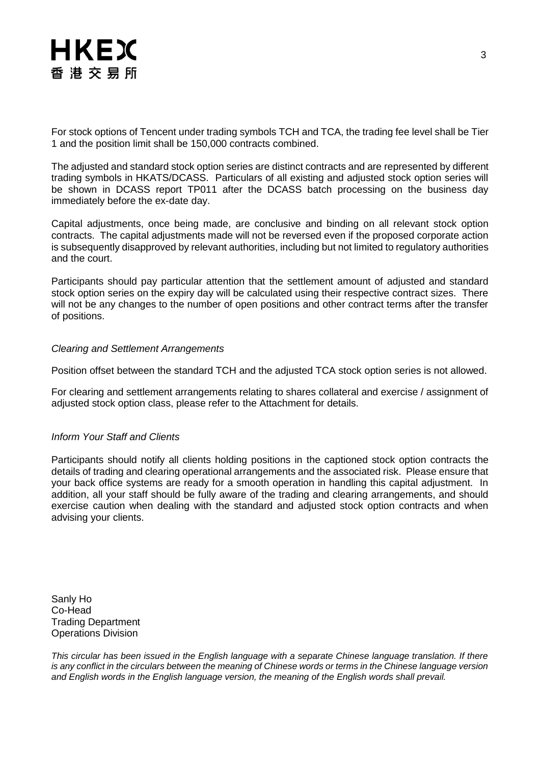For stock options of Tencent under trading symbols TCH and TCA, the trading fee level shall be Tier 1 and the position limit shall be 150,000 contracts combined.

The adjusted and standard stock option series are distinct contracts and are represented by different trading symbols in HKATS/DCASS. Particulars of all existing and adjusted stock option series will be shown in DCASS report TP011 after the DCASS batch processing on the business day immediately before the ex-date day.

Capital adjustments, once being made, are conclusive and binding on all relevant stock option contracts. The capital adjustments made will not be reversed even if the proposed corporate action is subsequently disapproved by relevant authorities, including but not limited to regulatory authorities and the court.

Participants should pay particular attention that the settlement amount of adjusted and standard stock option series on the expiry day will be calculated using their respective contract sizes. There will not be any changes to the number of open positions and other contract terms after the transfer of positions.

*Clearing and Settlement Arrangements*

Position offset between the standard TCH and the adjusted TCA stock option series is not allowed.

For clearing and settlement arrangements relating to shares collateral and exercise / assignment of adjusted stock option class, please refer to the Attachment for details.

*Inform Your Staff and Clients*

Participants should notify all clients holding positions in the captioned stock option contracts the details of trading and clearing operational arrangements and the associated risk. Please ensure that your back office systems are ready for a smooth operation in handling this capital adjustment. In addition, all your staff should be fully aware of the trading and clearing arrangements, and should exercise caution when dealing with the standard and adjusted stock option contracts and when advising your clients.

Sanly Ho
Co-Head
Trading Department
Operations Division

*This circular has been issued in the English language with a separate Chinese language translation. If there is any conflict in the circulars between the meaning of Chinese words or terms in the Chinese language version and English words in the English language version, the meaning of the English words shall prevail.*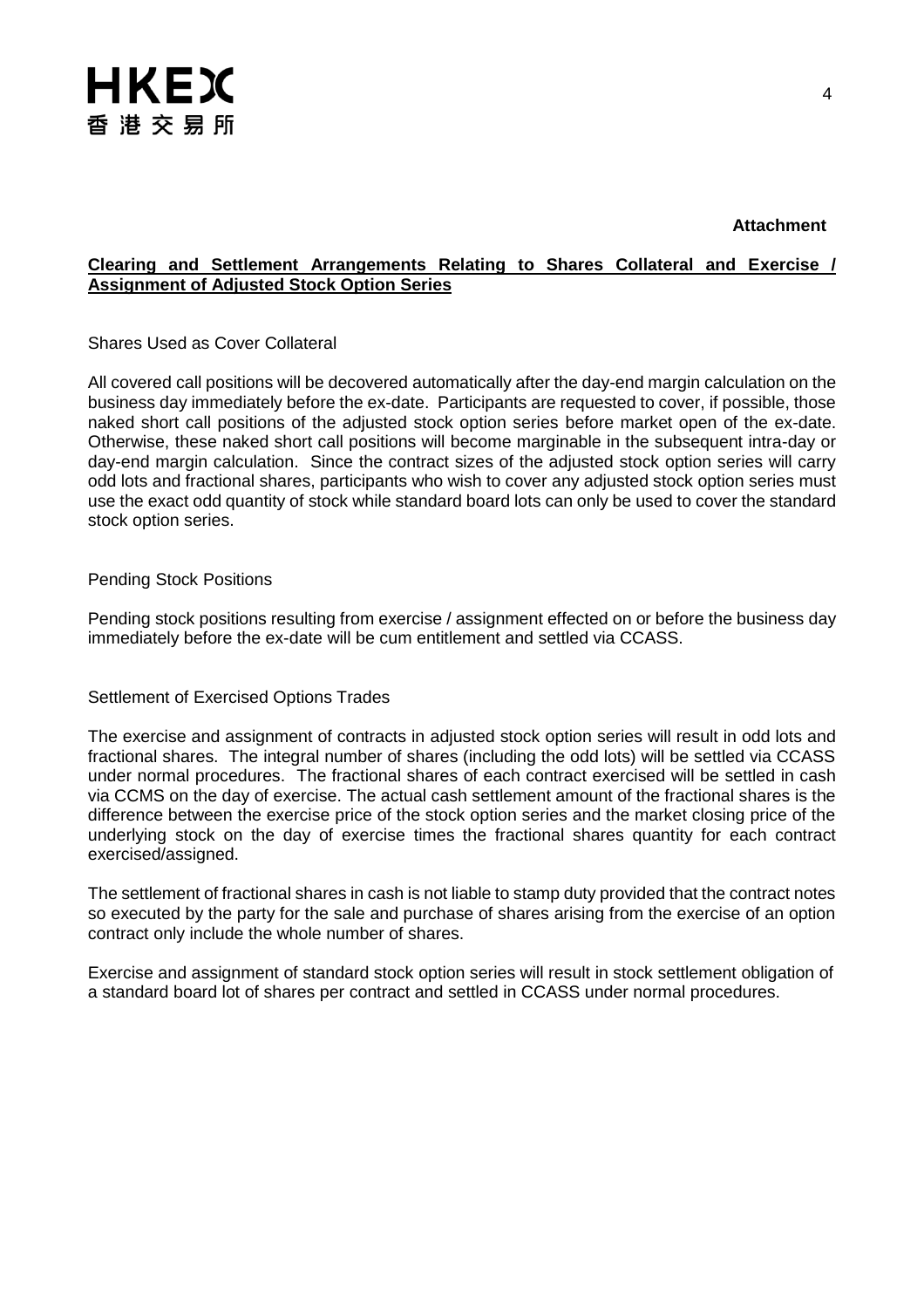**Attachment**

**Clearing and Settlement Arrangements Relating to Shares Collateral and Exercise / Assignment of Adjusted Stock Option Series**

Shares Used as Cover Collateral

All covered call positions will be decovered automatically after the day-end margin calculation on the business day immediately before the ex-date. Participants are requested to cover, if possible, those naked short call positions of the adjusted stock option series before market open of the ex-date. Otherwise, these naked short call positions will become marginable in the subsequent intra-day or day-end margin calculation. Since the contract sizes of the adjusted stock option series will carry odd lots and fractional shares, participants who wish to cover any adjusted stock option series must use the exact odd quantity of stock while standard board lots can only be used to cover the standard stock option series.

Pending Stock Positions

Pending stock positions resulting from exercise / assignment effected on or before the business day immediately before the ex-date will be cum entitlement and settled via CCASS.

Settlement of Exercised Options Trades

The exercise and assignment of contracts in adjusted stock option series will result in odd lots and fractional shares. The integral number of shares (including the odd lots) will be settled via CCASS under normal procedures. The fractional shares of each contract exercised will be settled in cash via CCMS on the day of exercise. The actual cash settlement amount of the fractional shares is the difference between the exercise price of the stock option series and the market closing price of the underlying stock on the day of exercise times the fractional shares quantity for each contract exercised/assigned.

The settlement of fractional shares in cash is not liable to stamp duty provided that the contract notes so executed by the party for the sale and purchase of shares arising from the exercise of an option contract only include the whole number of shares.

Exercise and assignment of standard stock option series will result in stock settlement obligation of a standard board lot of shares per contract and settled in CCASS under normal procedures.